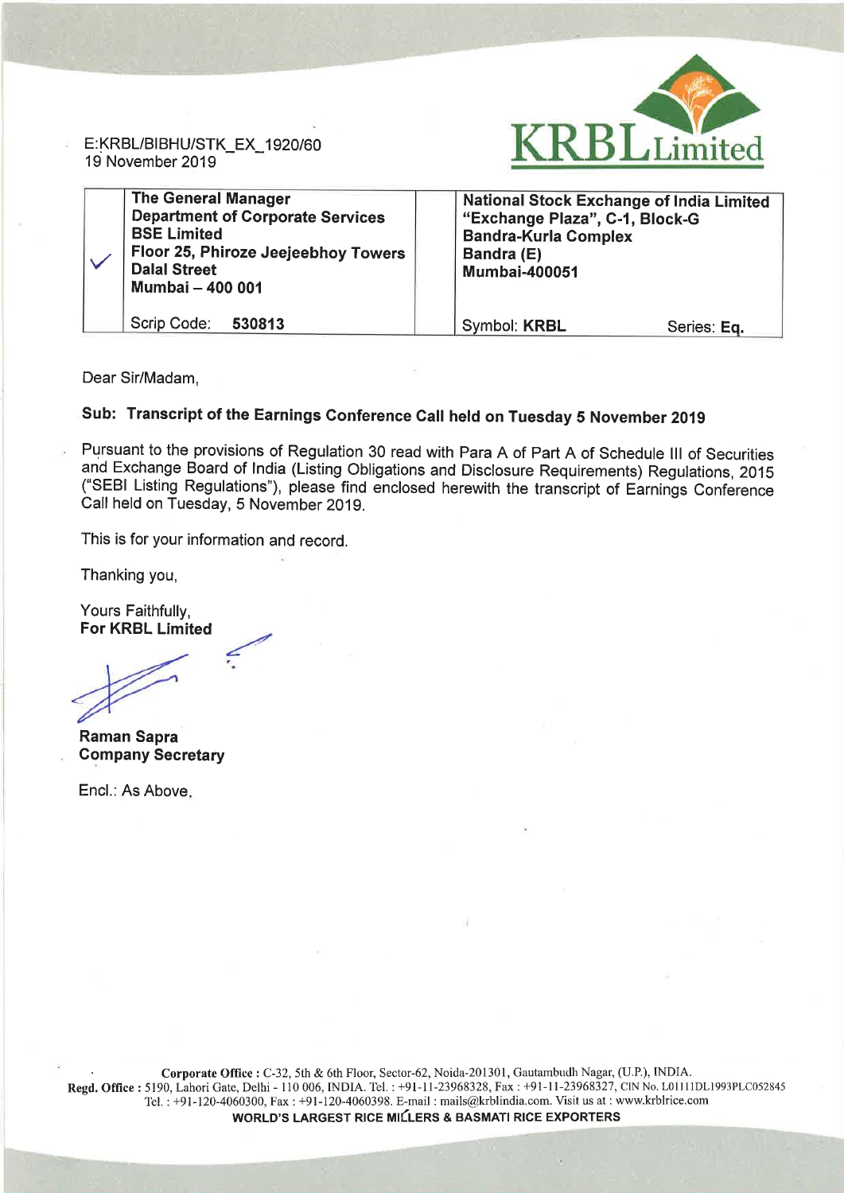E:KRBL/BIBHU/STK_EX_1920/60
19 November 2019

KRBL Limited

| | | | |
|---|---|---|---|
| ✓ | **The General Manager**<br>**Department of Corporate Services**<br>**BSE Limited**<br>**Floor 25, Phiroze Jeejeebhoy Towers**<br>**Dalal Street**<br>**Mumbai – 400 001** | | **National Stock Exchange of India Limited**<br>**"Exchange Plaza", C-1, Block-G**<br>**Bandra-Kurla Complex**<br>**Bandra (E)**<br>**Mumbai-400051** |
| | Scrip Code: **530813** | | Symbol: **KRBL** Series: **Eq.** |

Dear Sir/Madam,

**Sub: Transcript of the Earnings Conference Call held on Tuesday 5 November 2019**

Pursuant to the provisions of Regulation 30 read with Para A of Part A of Schedule III of Securities and Exchange Board of India (Listing Obligations and Disclosure Requirements) Regulations, 2015 ("SEBI Listing Regulations"), please find enclosed herewith the transcript of Earnings Conference Call held on Tuesday, 5 November 2019.

This is for your information and record.

Thanking you,

Yours Faithfully,
**For KRBL Limited**

**Raman Sapra**
**Company Secretary**

Encl.: As Above.

**Corporate Office :** C-32, 5th & 6th Floor, Sector-62, Noida-201301, Gautambudh Nagar, (U.P.), INDIA.
**Regd. Office :** 5190, Lahori Gate, Delhi - 110 006, INDIA. Tel. : +91-11-23968328, Fax : +91-11-23968327, CIN No. L01111DL1993PLC052845
Tel. : +91-120-4060300, Fax : +91-120-4060398. E-mail : mails@krblindia.com. Visit us at : www.krblrice.com
**WORLD'S LARGEST RICE MILLERS & BASMATI RICE EXPORTERS**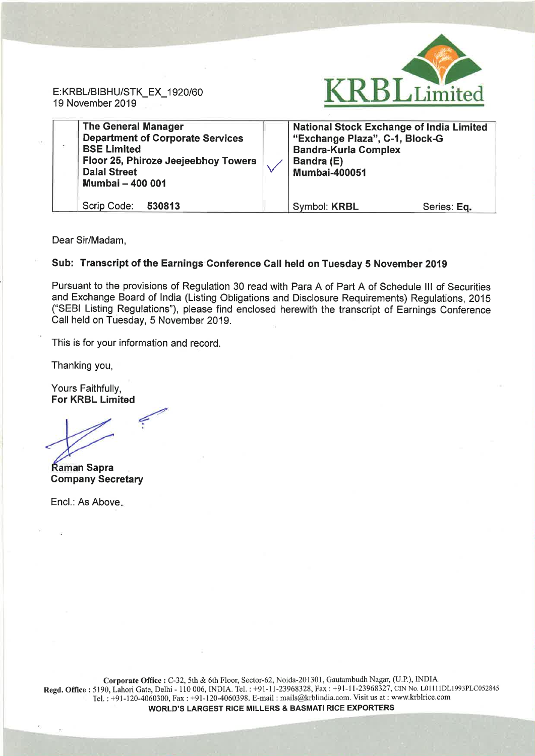E:KRBL/BIBHU/STK_EX_1920/60
19 November 2019

| | | | |
|---|---|---|---|
| | **The General Manager**<br>**Department of Corporate Services**<br>**BSE Limited**<br>**Floor 25, Phiroze Jeejeebhoy Towers**<br>**Dalal Street**<br>**Mumbai – 400 001** | ✓ | **National Stock Exchange of India Limited**<br>**"Exchange Plaza", C-1, Block-G**<br>**Bandra-Kurla Complex**<br>**Bandra (E)**<br>**Mumbai-400051** |
| | Scrip Code: **530813** | | Symbol: **KRBL** Series: **Eq.** |

Dear Sir/Madam,

**Sub: Transcript of the Earnings Conference Call held on Tuesday 5 November 2019**

Pursuant to the provisions of Regulation 30 read with Para A of Part A of Schedule III of Securities and Exchange Board of India (Listing Obligations and Disclosure Requirements) Regulations, 2015 ("SEBI Listing Regulations"), please find enclosed herewith the transcript of Earnings Conference Call held on Tuesday, 5 November 2019.

This is for your information and record.

Thanking you,

Yours Faithfully,
**For KRBL Limited**

**Raman Sapra**
**Company Secretary**

Encl.: As Above.

**Corporate Office :** C-32, 5th & 6th Floor, Sector-62, Noida-201301, Gautambudh Nagar, (U.P.), INDIA.
**Regd. Office :** 5190, Lahori Gate, Delhi - 110 006, INDIA. Tel. : +91-11-23968328, Fax : +91-11-23968327, CIN No. L01111DL1993PLC052845
Tel. : +91-120-4060300, Fax : +91-120-4060398. E-mail : mails@krblindia.com. Visit us at : www.krblrice.com
**WORLD'S LARGEST RICE MILLERS & BASMATI RICE EXPORTERS**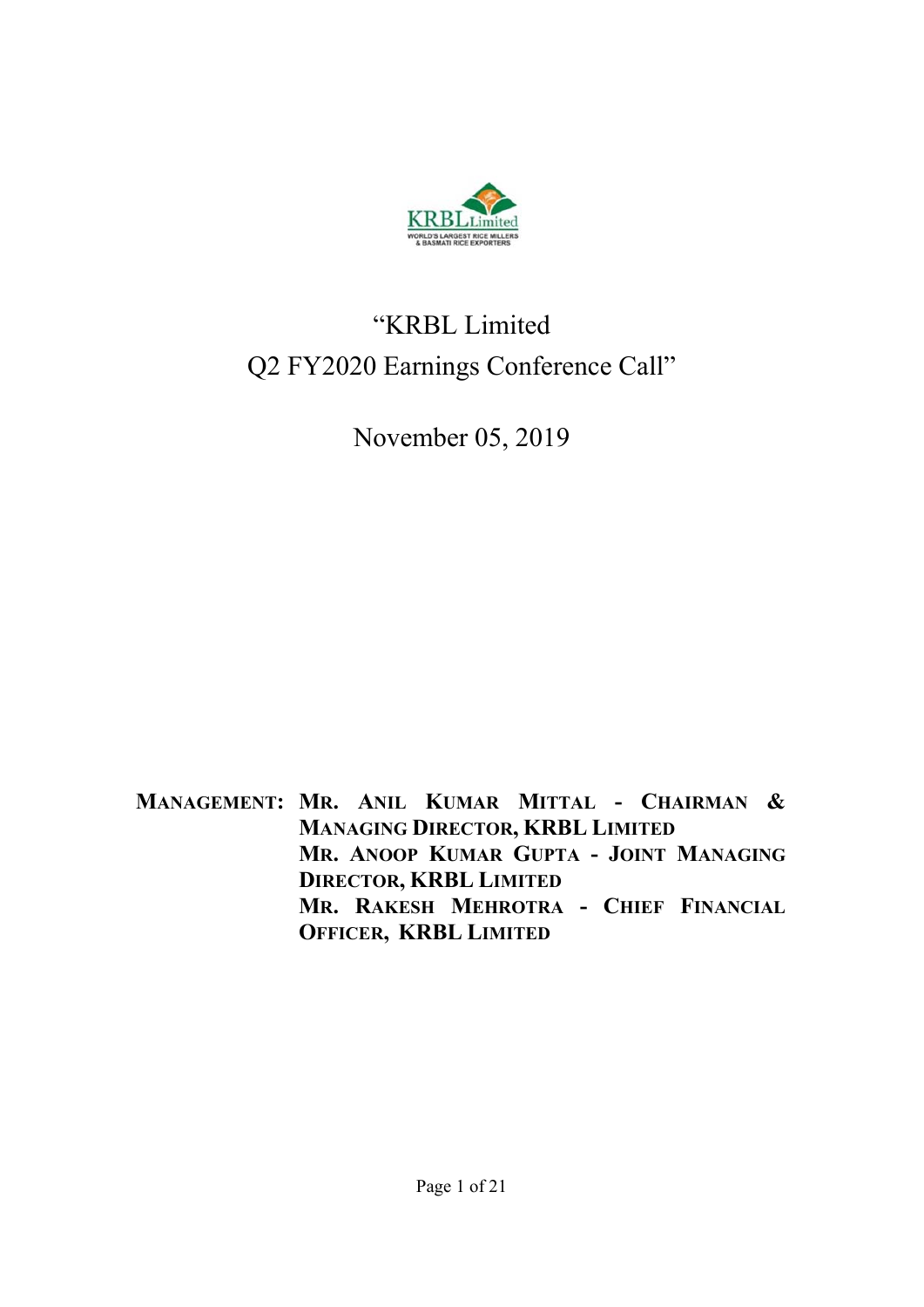# "KRBL Limited
# Q2 FY2020 Earnings Conference Call"

## November 05, 2019

**MANAGEMENT: MR. ANIL KUMAR MITTAL - CHAIRMAN & MANAGING DIRECTOR, KRBL LIMITED**
**MR. ANOOP KUMAR GUPTA - JOINT MANAGING DIRECTOR, KRBL LIMITED**
**MR. RAKESH MEHROTRA - CHIEF FINANCIAL OFFICER, KRBL LIMITED**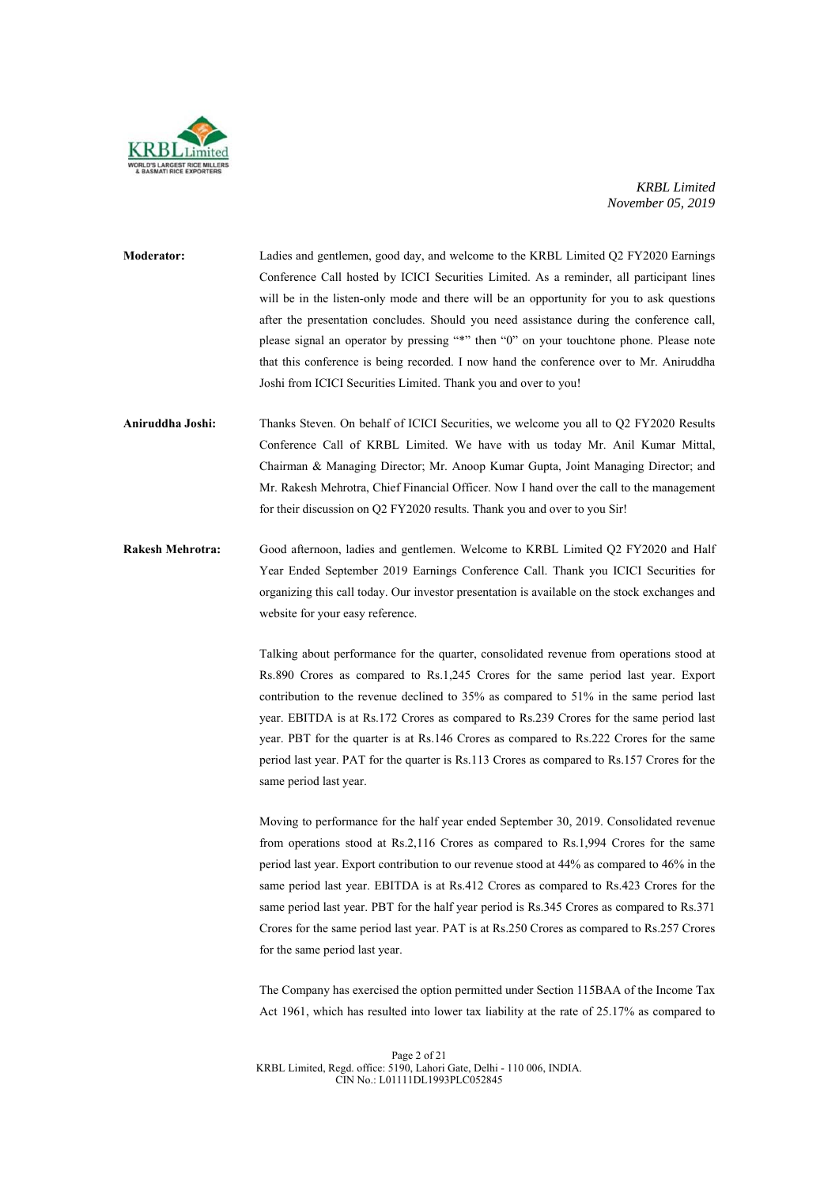**Moderator:** Ladies and gentlemen, good day, and welcome to the KRBL Limited Q2 FY2020 Earnings Conference Call hosted by ICICI Securities Limited. As a reminder, all participant lines will be in the listen-only mode and there will be an opportunity for you to ask questions after the presentation concludes. Should you need assistance during the conference call, please signal an operator by pressing "*" then "0" on your touchtone phone. Please note that this conference is being recorded. I now hand the conference over to Mr. Aniruddha Joshi from ICICI Securities Limited. Thank you and over to you!

**Aniruddha Joshi:** Thanks Steven. On behalf of ICICI Securities, we welcome you all to Q2 FY2020 Results Conference Call of KRBL Limited. We have with us today Mr. Anil Kumar Mittal, Chairman & Managing Director; Mr. Anoop Kumar Gupta, Joint Managing Director; and Mr. Rakesh Mehrotra, Chief Financial Officer. Now I hand over the call to the management for their discussion on Q2 FY2020 results. Thank you and over to you Sir!

**Rakesh Mehrotra:** Good afternoon, ladies and gentlemen. Welcome to KRBL Limited Q2 FY2020 and Half Year Ended September 2019 Earnings Conference Call. Thank you ICICI Securities for organizing this call today. Our investor presentation is available on the stock exchanges and website for your easy reference.

Talking about performance for the quarter, consolidated revenue from operations stood at Rs.890 Crores as compared to Rs.1,245 Crores for the same period last year. Export contribution to the revenue declined to 35% as compared to 51% in the same period last year. EBITDA is at Rs.172 Crores as compared to Rs.239 Crores for the same period last year. PBT for the quarter is at Rs.146 Crores as compared to Rs.222 Crores for the same period last year. PAT for the quarter is Rs.113 Crores as compared to Rs.157 Crores for the same period last year.

Moving to performance for the half year ended September 30, 2019. Consolidated revenue from operations stood at Rs.2,116 Crores as compared to Rs.1,994 Crores for the same period last year. Export contribution to our revenue stood at 44% as compared to 46% in the same period last year. EBITDA is at Rs.412 Crores as compared to Rs.423 Crores for the same period last year. PBT for the half year period is Rs.345 Crores as compared to Rs.371 Crores for the same period last year. PAT is at Rs.250 Crores as compared to Rs.257 Crores for the same period last year.

The Company has exercised the option permitted under Section 115BAA of the Income Tax Act 1961, which has resulted into lower tax liability at the rate of 25.17% as compared to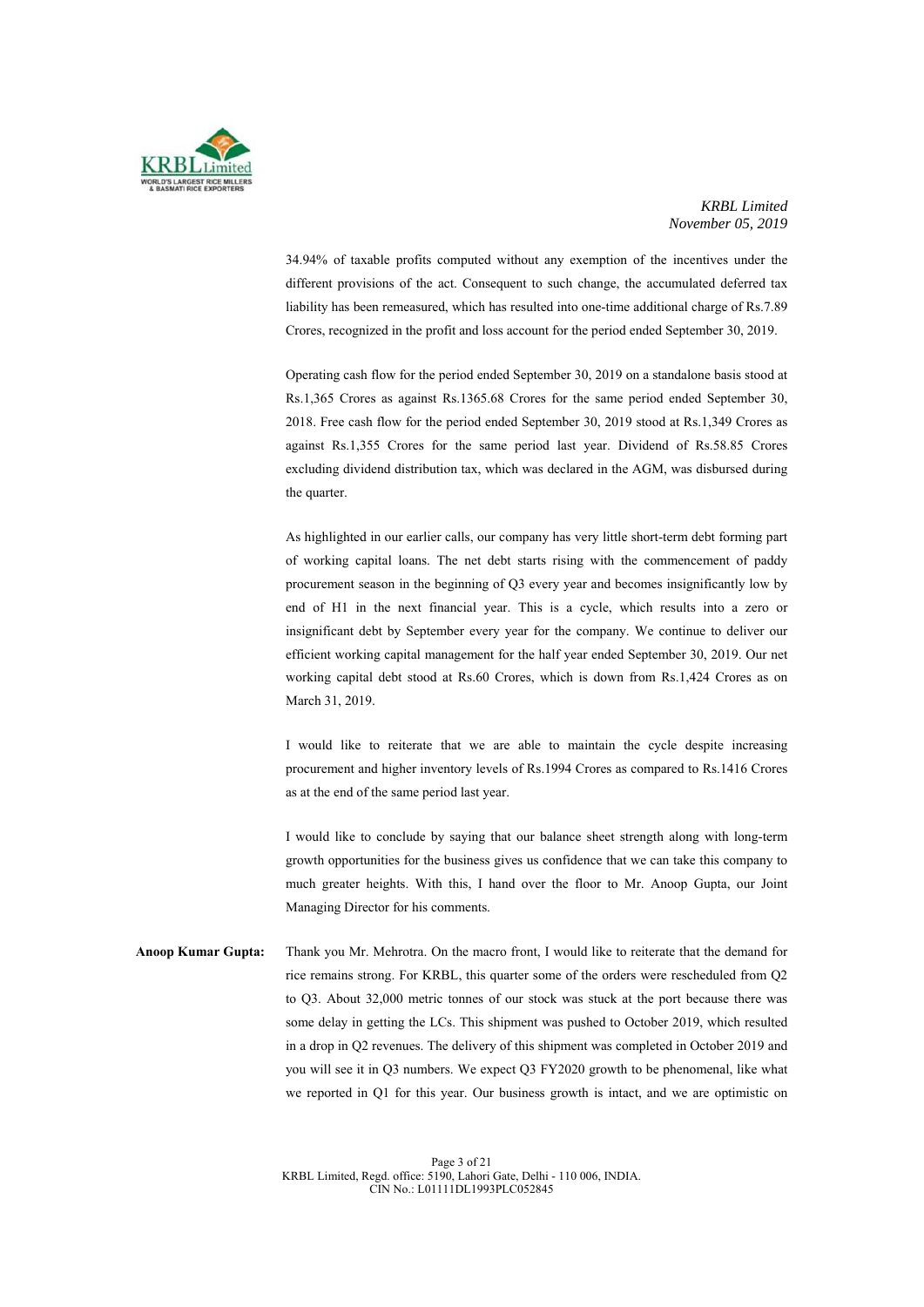34.94% of taxable profits computed without any exemption of the incentives under the different provisions of the act. Consequent to such change, the accumulated deferred tax liability has been remeasured, which has resulted into one-time additional charge of Rs.7.89 Crores, recognized in the profit and loss account for the period ended September 30, 2019.

Operating cash flow for the period ended September 30, 2019 on a standalone basis stood at Rs.1,365 Crores as against Rs.1365.68 Crores for the same period ended September 30, 2018. Free cash flow for the period ended September 30, 2019 stood at Rs.1,349 Crores as against Rs.1,355 Crores for the same period last year. Dividend of Rs.58.85 Crores excluding dividend distribution tax, which was declared in the AGM, was disbursed during the quarter.

As highlighted in our earlier calls, our company has very little short-term debt forming part of working capital loans. The net debt starts rising with the commencement of paddy procurement season in the beginning of Q3 every year and becomes insignificantly low by end of H1 in the next financial year. This is a cycle, which results into a zero or insignificant debt by September every year for the company. We continue to deliver our efficient working capital management for the half year ended September 30, 2019. Our net working capital debt stood at Rs.60 Crores, which is down from Rs.1,424 Crores as on March 31, 2019.

I would like to reiterate that we are able to maintain the cycle despite increasing procurement and higher inventory levels of Rs.1994 Crores as compared to Rs.1416 Crores as at the end of the same period last year.

I would like to conclude by saying that our balance sheet strength along with long-term growth opportunities for the business gives us confidence that we can take this company to much greater heights. With this, I hand over the floor to Mr. Anoop Gupta, our Joint Managing Director for his comments.

**Anoop Kumar Gupta:** Thank you Mr. Mehrotra. On the macro front, I would like to reiterate that the demand for rice remains strong. For KRBL, this quarter some of the orders were rescheduled from Q2 to Q3. About 32,000 metric tonnes of our stock was stuck at the port because there was some delay in getting the LCs. This shipment was pushed to October 2019, which resulted in a drop in Q2 revenues. The delivery of this shipment was completed in October 2019 and you will see it in Q3 numbers. We expect Q3 FY2020 growth to be phenomenal, like what we reported in Q1 for this year. Our business growth is intact, and we are optimistic on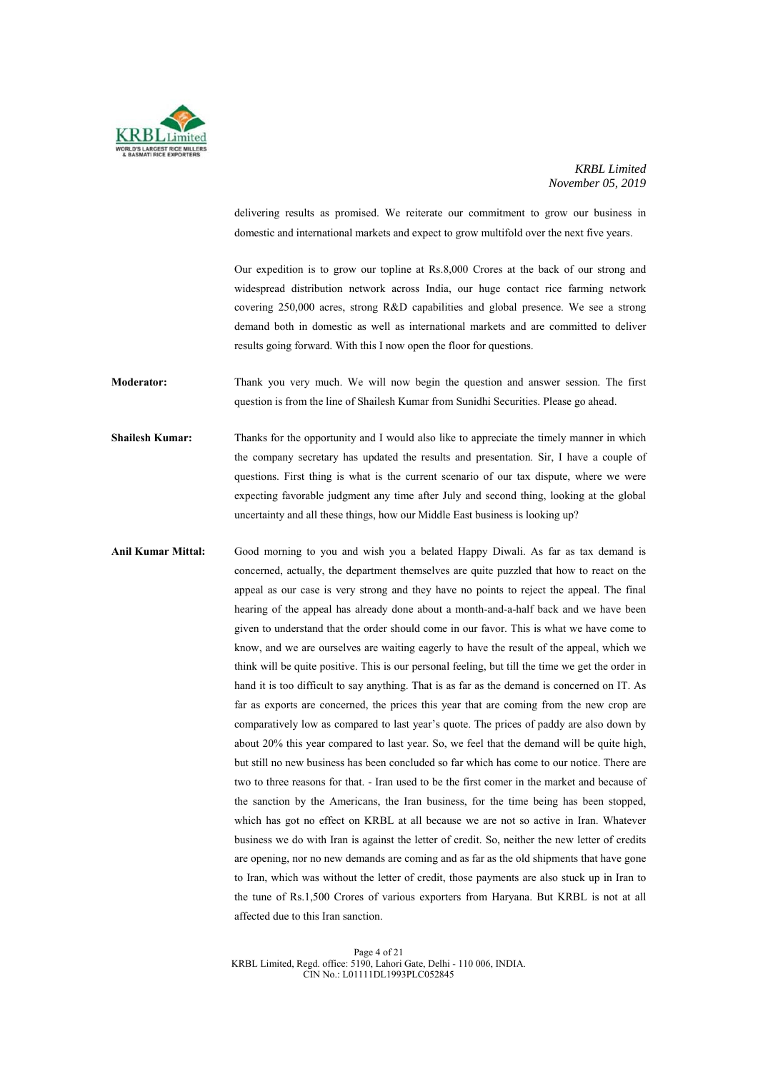delivering results as promised. We reiterate our commitment to grow our business in domestic and international markets and expect to grow multifold over the next five years.

Our expedition is to grow our topline at Rs.8,000 Crores at the back of our strong and widespread distribution network across India, our huge contact rice farming network covering 250,000 acres, strong R&D capabilities and global presence. We see a strong demand both in domestic as well as international markets and are committed to deliver results going forward. With this I now open the floor for questions.

**Moderator:** Thank you very much. We will now begin the question and answer session. The first question is from the line of Shailesh Kumar from Sunidhi Securities. Please go ahead.

**Shailesh Kumar:** Thanks for the opportunity and I would also like to appreciate the timely manner in which the company secretary has updated the results and presentation. Sir, I have a couple of questions. First thing is what is the current scenario of our tax dispute, where we were expecting favorable judgment any time after July and second thing, looking at the global uncertainty and all these things, how our Middle East business is looking up?

**Anil Kumar Mittal:** Good morning to you and wish you a belated Happy Diwali. As far as tax demand is concerned, actually, the department themselves are quite puzzled that how to react on the appeal as our case is very strong and they have no points to reject the appeal. The final hearing of the appeal has already done about a month-and-a-half back and we have been given to understand that the order should come in our favor. This is what we have come to know, and we are ourselves are waiting eagerly to have the result of the appeal, which we think will be quite positive. This is our personal feeling, but till the time we get the order in hand it is too difficult to say anything. That is as far as the demand is concerned on IT. As far as exports are concerned, the prices this year that are coming from the new crop are comparatively low as compared to last year's quote. The prices of paddy are also down by about 20% this year compared to last year. So, we feel that the demand will be quite high, but still no new business has been concluded so far which has come to our notice. There are two to three reasons for that. - Iran used to be the first comer in the market and because of the sanction by the Americans, the Iran business, for the time being has been stopped, which has got no effect on KRBL at all because we are not so active in Iran. Whatever business we do with Iran is against the letter of credit. So, neither the new letter of credits are opening, nor no new demands are coming and as far as the old shipments that have gone to Iran, which was without the letter of credit, those payments are also stuck up in Iran to the tune of Rs.1,500 Crores of various exporters from Haryana. But KRBL is not at all affected due to this Iran sanction.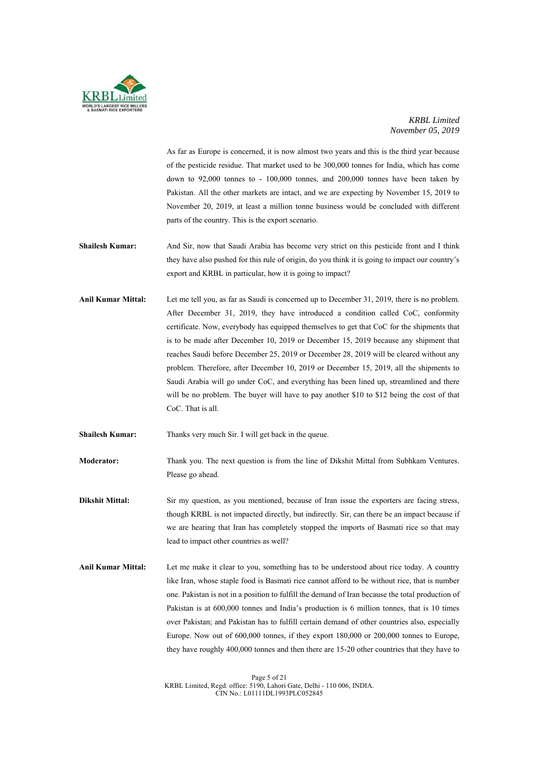As far as Europe is concerned, it is now almost two years and this is the third year because of the pesticide residue. That market used to be 300,000 tonnes for India, which has come down to 92,000 tonnes to - 100,000 tonnes, and 200,000 tonnes have been taken by Pakistan. All the other markets are intact, and we are expecting by November 15, 2019 to November 20, 2019, at least a million tonne business would be concluded with different parts of the country. This is the export scenario.

**Shailesh Kumar:** And Sir, now that Saudi Arabia has become very strict on this pesticide front and I think they have also pushed for this rule of origin, do you think it is going to impact our country's export and KRBL in particular, how it is going to impact?

**Anil Kumar Mittal:** Let me tell you, as far as Saudi is concerned up to December 31, 2019, there is no problem. After December 31, 2019, they have introduced a condition called CoC, conformity certificate. Now, everybody has equipped themselves to get that CoC for the shipments that is to be made after December 10, 2019 or December 15, 2019 because any shipment that reaches Saudi before December 25, 2019 or December 28, 2019 will be cleared without any problem. Therefore, after December 10, 2019 or December 15, 2019, all the shipments to Saudi Arabia will go under CoC, and everything has been lined up, streamlined and there will be no problem. The buyer will have to pay another $10 to $12 being the cost of that CoC. That is all.

**Shailesh Kumar:** Thanks very much Sir. I will get back in the queue.

**Moderator:** Thank you. The next question is from the line of Dikshit Mittal from Subhkam Ventures. Please go ahead.

**Dikshit Mittal:** Sir my question, as you mentioned, because of Iran issue the exporters are facing stress, though KRBL is not impacted directly, but indirectly. Sir, can there be an impact because if we are hearing that Iran has completely stopped the imports of Basmati rice so that may lead to impact other countries as well?

**Anil Kumar Mittal:** Let me make it clear to you, something has to be understood about rice today. A country like Iran, whose staple food is Basmati rice cannot afford to be without rice, that is number one. Pakistan is not in a position to fulfill the demand of Iran because the total production of Pakistan is at 600,000 tonnes and India's production is 6 million tonnes, that is 10 times over Pakistan; and Pakistan has to fulfill certain demand of other countries also, especially Europe. Now out of 600,000 tonnes, if they export 180,000 or 200,000 tonnes to Europe, they have roughly 400,000 tonnes and then there are 15-20 other countries that they have to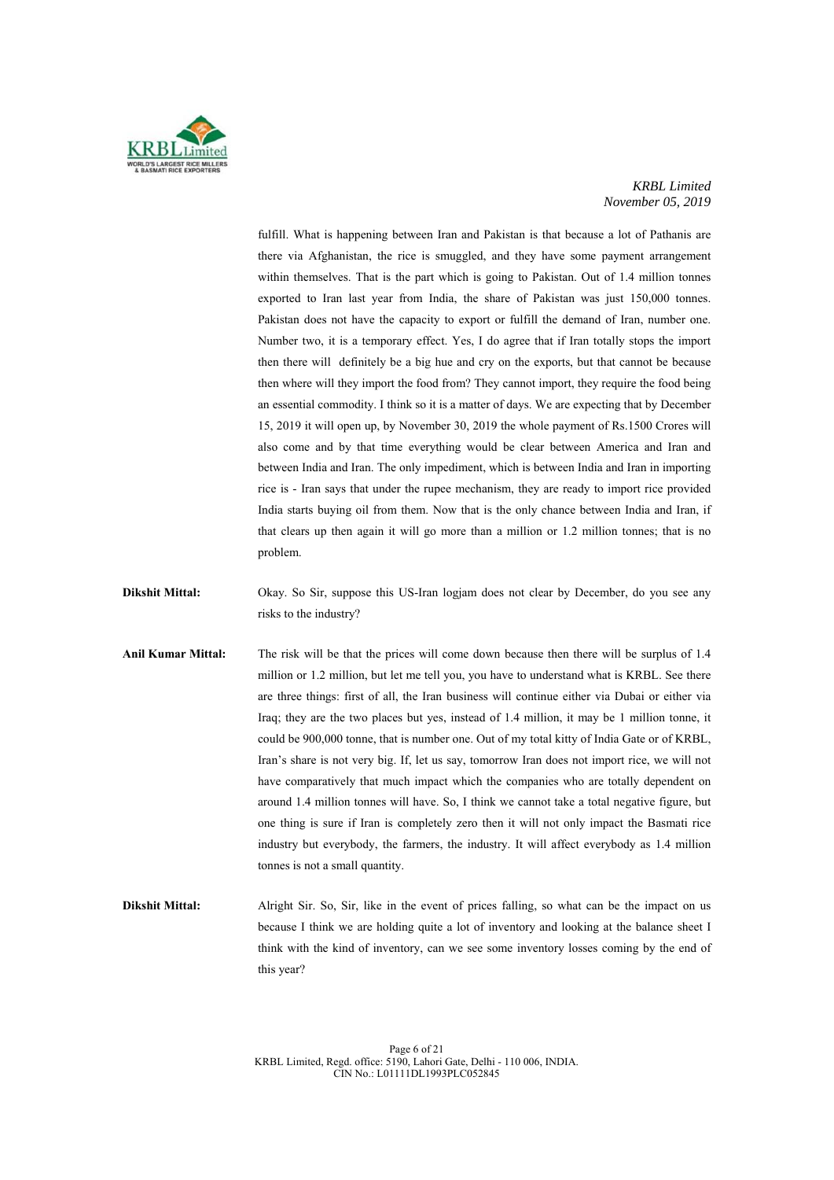fulfill. What is happening between Iran and Pakistan is that because a lot of Pathanis are there via Afghanistan, the rice is smuggled, and they have some payment arrangement within themselves. That is the part which is going to Pakistan. Out of 1.4 million tonnes exported to Iran last year from India, the share of Pakistan was just 150,000 tonnes. Pakistan does not have the capacity to export or fulfill the demand of Iran, number one. Number two, it is a temporary effect. Yes, I do agree that if Iran totally stops the import then there will definitely be a big hue and cry on the exports, but that cannot be because then where will they import the food from? They cannot import, they require the food being an essential commodity. I think so it is a matter of days. We are expecting that by December 15, 2019 it will open up, by November 30, 2019 the whole payment of Rs.1500 Crores will also come and by that time everything would be clear between America and Iran and between India and Iran. The only impediment, which is between India and Iran in importing rice is - Iran says that under the rupee mechanism, they are ready to import rice provided India starts buying oil from them. Now that is the only chance between India and Iran, if that clears up then again it will go more than a million or 1.2 million tonnes; that is no problem.

**Dikshit Mittal:** Okay. So Sir, suppose this US-Iran logjam does not clear by December, do you see any risks to the industry?

**Anil Kumar Mittal:** The risk will be that the prices will come down because then there will be surplus of 1.4 million or 1.2 million, but let me tell you, you have to understand what is KRBL. See there are three things: first of all, the Iran business will continue either via Dubai or either via Iraq; they are the two places but yes, instead of 1.4 million, it may be 1 million tonne, it could be 900,000 tonne, that is number one. Out of my total kitty of India Gate or of KRBL, Iran's share is not very big. If, let us say, tomorrow Iran does not import rice, we will not have comparatively that much impact which the companies who are totally dependent on around 1.4 million tonnes will have. So, I think we cannot take a total negative figure, but one thing is sure if Iran is completely zero then it will not only impact the Basmati rice industry but everybody, the farmers, the industry. It will affect everybody as 1.4 million tonnes is not a small quantity.

**Dikshit Mittal:** Alright Sir. So, Sir, like in the event of prices falling, so what can be the impact on us because I think we are holding quite a lot of inventory and looking at the balance sheet I think with the kind of inventory, can we see some inventory losses coming by the end of this year?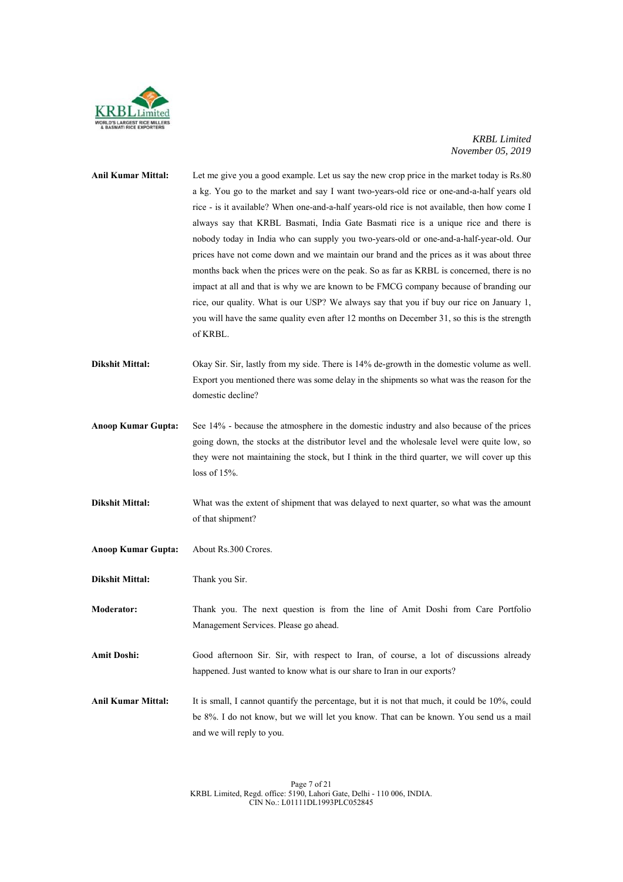**Anil Kumar Mittal:** Let me give you a good example. Let us say the new crop price in the market today is Rs.80 a kg. You go to the market and say I want two-years-old rice or one-and-a-half years old rice - is it available? When one-and-a-half years-old rice is not available, then how come I always say that KRBL Basmati, India Gate Basmati rice is a unique rice and there is nobody today in India who can supply you two-years-old or one-and-a-half-year-old. Our prices have not come down and we maintain our brand and the prices as it was about three months back when the prices were on the peak. So as far as KRBL is concerned, there is no impact at all and that is why we are known to be FMCG company because of branding our rice, our quality. What is our USP? We always say that you if buy our rice on January 1, you will have the same quality even after 12 months on December 31, so this is the strength of KRBL.

**Dikshit Mittal:** Okay Sir. Sir, lastly from my side. There is 14% de-growth in the domestic volume as well. Export you mentioned there was some delay in the shipments so what was the reason for the domestic decline?

**Anoop Kumar Gupta:** See 14% - because the atmosphere in the domestic industry and also because of the prices going down, the stocks at the distributor level and the wholesale level were quite low, so they were not maintaining the stock, but I think in the third quarter, we will cover up this loss of 15%.

**Dikshit Mittal:** What was the extent of shipment that was delayed to next quarter, so what was the amount of that shipment?

**Anoop Kumar Gupta:** About Rs.300 Crores.

**Dikshit Mittal:** Thank you Sir.

**Moderator:** Thank you. The next question is from the line of Amit Doshi from Care Portfolio Management Services. Please go ahead.

**Amit Doshi:** Good afternoon Sir. Sir, with respect to Iran, of course, a lot of discussions already happened. Just wanted to know what is our share to Iran in our exports?

**Anil Kumar Mittal:** It is small, I cannot quantify the percentage, but it is not that much, it could be 10%, could be 8%. I do not know, but we will let you know. That can be known. You send us a mail and we will reply to you.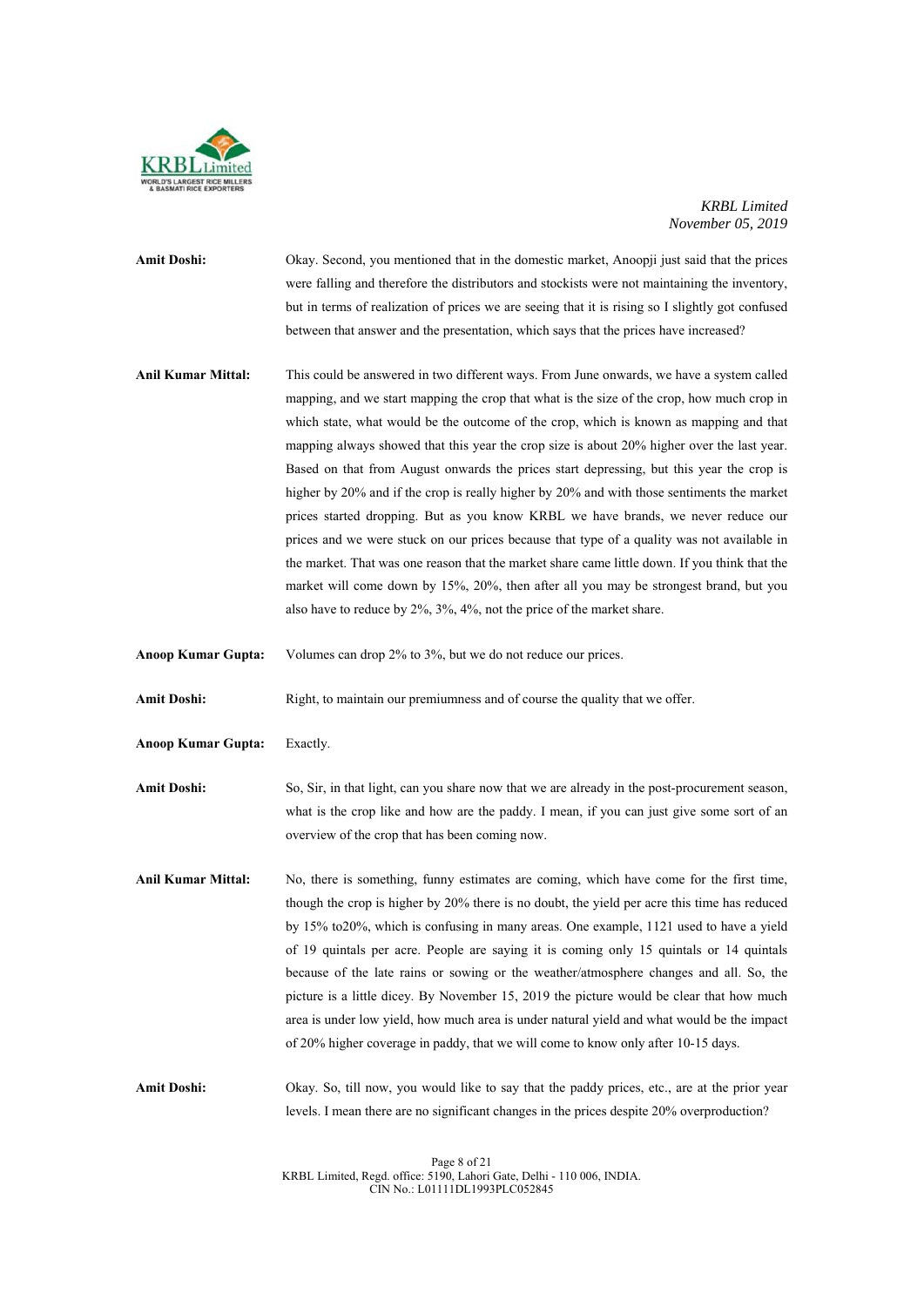**Amit Doshi:** Okay. Second, you mentioned that in the domestic market, Anoopji just said that the prices were falling and therefore the distributors and stockists were not maintaining the inventory, but in terms of realization of prices we are seeing that it is rising so I slightly got confused between that answer and the presentation, which says that the prices have increased?

**Anil Kumar Mittal:** This could be answered in two different ways. From June onwards, we have a system called mapping, and we start mapping the crop that what is the size of the crop, how much crop in which state, what would be the outcome of the crop, which is known as mapping and that mapping always showed that this year the crop size is about 20% higher over the last year. Based on that from August onwards the prices start depressing, but this year the crop is higher by 20% and if the crop is really higher by 20% and with those sentiments the market prices started dropping. But as you know KRBL we have brands, we never reduce our prices and we were stuck on our prices because that type of a quality was not available in the market. That was one reason that the market share came little down. If you think that the market will come down by 15%, 20%, then after all you may be strongest brand, but you also have to reduce by 2%, 3%, 4%, not the price of the market share.

**Anoop Kumar Gupta:** Volumes can drop 2% to 3%, but we do not reduce our prices.

**Amit Doshi:** Right, to maintain our premiumness and of course the quality that we offer.

**Anoop Kumar Gupta:** Exactly.

**Amit Doshi:** So, Sir, in that light, can you share now that we are already in the post-procurement season, what is the crop like and how are the paddy. I mean, if you can just give some sort of an overview of the crop that has been coming now.

**Anil Kumar Mittal:** No, there is something, funny estimates are coming, which have come for the first time, though the crop is higher by 20% there is no doubt, the yield per acre this time has reduced by 15% to20%, which is confusing in many areas. One example, 1121 used to have a yield of 19 quintals per acre. People are saying it is coming only 15 quintals or 14 quintals because of the late rains or sowing or the weather/atmosphere changes and all. So, the picture is a little dicey. By November 15, 2019 the picture would be clear that how much area is under low yield, how much area is under natural yield and what would be the impact of 20% higher coverage in paddy, that we will come to know only after 10-15 days.

**Amit Doshi:** Okay. So, till now, you would like to say that the paddy prices, etc., are at the prior year levels. I mean there are no significant changes in the prices despite 20% overproduction?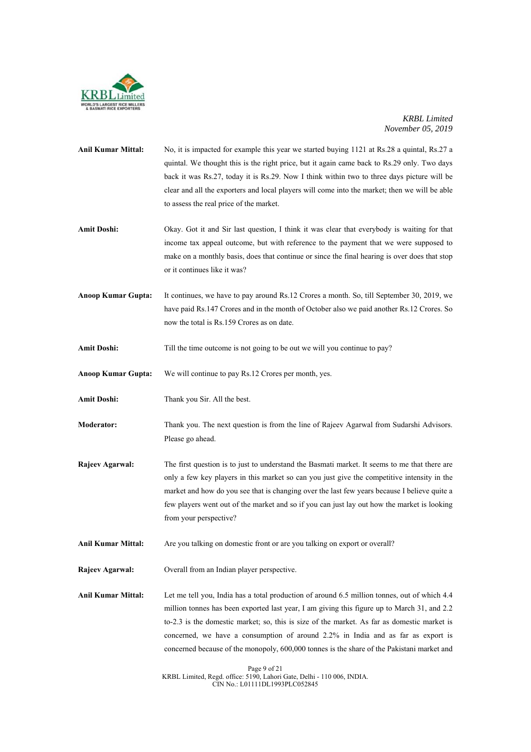**Anil Kumar Mittal:** No, it is impacted for example this year we started buying 1121 at Rs.28 a quintal, Rs.27 a quintal. We thought this is the right price, but it again came back to Rs.29 only. Two days back it was Rs.27, today it is Rs.29. Now I think within two to three days picture will be clear and all the exporters and local players will come into the market; then we will be able to assess the real price of the market.

**Amit Doshi:** Okay. Got it and Sir last question, I think it was clear that everybody is waiting for that income tax appeal outcome, but with reference to the payment that we were supposed to make on a monthly basis, does that continue or since the final hearing is over does that stop or it continues like it was?

**Anoop Kumar Gupta:** It continues, we have to pay around Rs.12 Crores a month. So, till September 30, 2019, we have paid Rs.147 Crores and in the month of October also we paid another Rs.12 Crores. So now the total is Rs.159 Crores as on date.

**Amit Doshi:** Till the time outcome is not going to be out we will you continue to pay?

**Anoop Kumar Gupta:** We will continue to pay Rs.12 Crores per month, yes.

**Amit Doshi:** Thank you Sir. All the best.

**Moderator:** Thank you. The next question is from the line of Rajeev Agarwal from Sudarshi Advisors. Please go ahead.

**Rajeev Agarwal:** The first question is to just to understand the Basmati market. It seems to me that there are only a few key players in this market so can you just give the competitive intensity in the market and how do you see that is changing over the last few years because I believe quite a few players went out of the market and so if you can just lay out how the market is looking from your perspective?

**Anil Kumar Mittal:** Are you talking on domestic front or are you talking on export or overall?

**Rajeev Agarwal:** Overall from an Indian player perspective.

**Anil Kumar Mittal:** Let me tell you, India has a total production of around 6.5 million tonnes, out of which 4.4 million tonnes has been exported last year, I am giving this figure up to March 31, and 2.2 to-2.3 is the domestic market; so, this is size of the market. As far as domestic market is concerned, we have a consumption of around 2.2% in India and as far as export is concerned because of the monopoly, 600,000 tonnes is the share of the Pakistani market and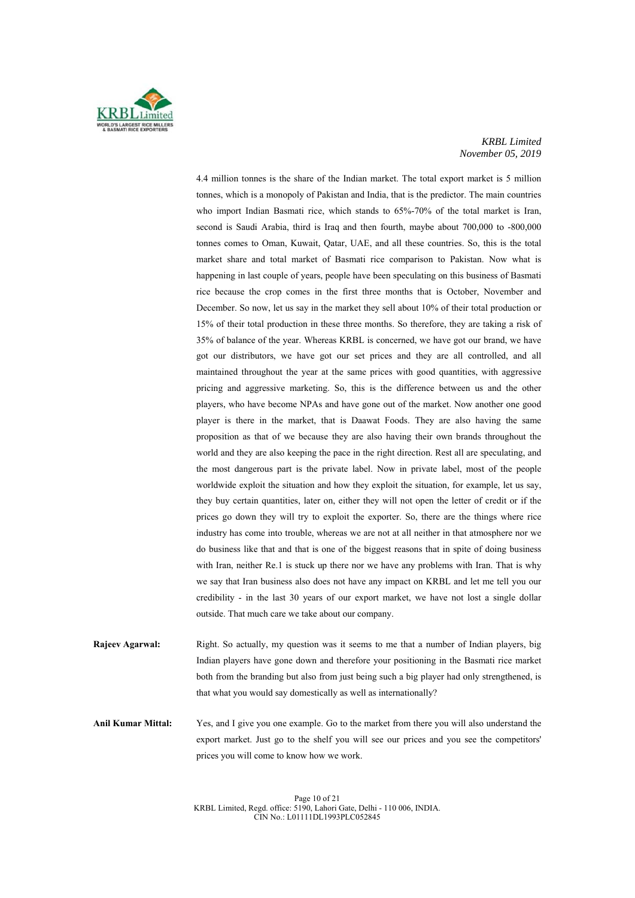4.4 million tonnes is the share of the Indian market. The total export market is 5 million tonnes, which is a monopoly of Pakistan and India, that is the predictor. The main countries who import Indian Basmati rice, which stands to 65%-70% of the total market is Iran, second is Saudi Arabia, third is Iraq and then fourth, maybe about 700,000 to -800,000 tonnes comes to Oman, Kuwait, Qatar, UAE, and all these countries. So, this is the total market share and total market of Basmati rice comparison to Pakistan. Now what is happening in last couple of years, people have been speculating on this business of Basmati rice because the crop comes in the first three months that is October, November and December. So now, let us say in the market they sell about 10% of their total production or 15% of their total production in these three months. So therefore, they are taking a risk of 35% of balance of the year. Whereas KRBL is concerned, we have got our brand, we have got our distributors, we have got our set prices and they are all controlled, and all maintained throughout the year at the same prices with good quantities, with aggressive pricing and aggressive marketing. So, this is the difference between us and the other players, who have become NPAs and have gone out of the market. Now another one good player is there in the market, that is Daawat Foods. They are also having the same proposition as that of we because they are also having their own brands throughout the world and they are also keeping the pace in the right direction. Rest all are speculating, and the most dangerous part is the private label. Now in private label, most of the people worldwide exploit the situation and how they exploit the situation, for example, let us say, they buy certain quantities, later on, either they will not open the letter of credit or if the prices go down they will try to exploit the exporter. So, there are the things where rice industry has come into trouble, whereas we are not at all neither in that atmosphere nor we do business like that and that is one of the biggest reasons that in spite of doing business with Iran, neither Re.1 is stuck up there nor we have any problems with Iran. That is why we say that Iran business also does not have any impact on KRBL and let me tell you our credibility - in the last 30 years of our export market, we have not lost a single dollar outside. That much care we take about our company.

**Rajeev Agarwal:** Right. So actually, my question was it seems to me that a number of Indian players, big Indian players have gone down and therefore your positioning in the Basmati rice market both from the branding but also from just being such a big player had only strengthened, is that what you would say domestically as well as internationally?

**Anil Kumar Mittal:** Yes, and I give you one example. Go to the market from there you will also understand the export market. Just go to the shelf you will see our prices and you see the competitors' prices you will come to know how we work.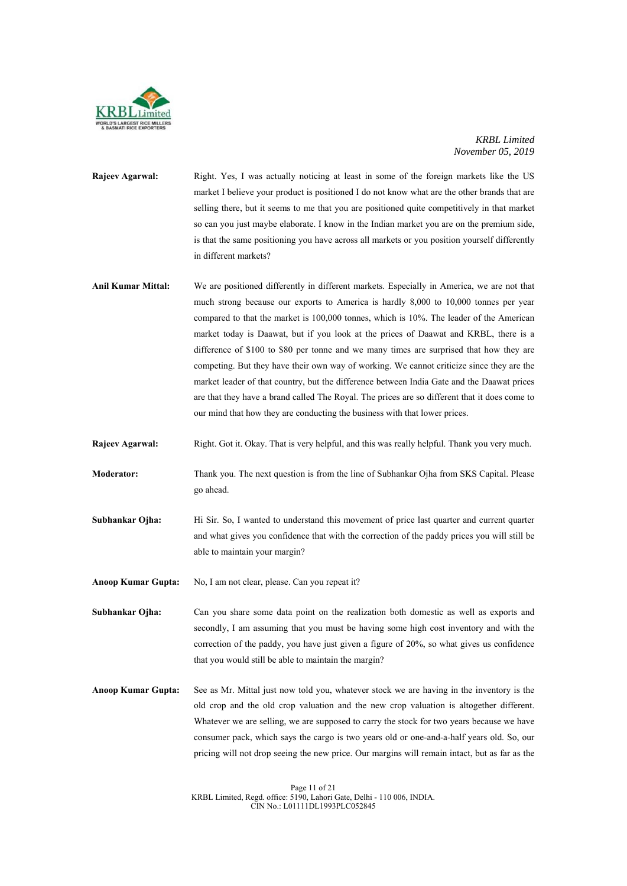**Rajeev Agarwal:** Right. Yes, I was actually noticing at least in some of the foreign markets like the US market I believe your product is positioned I do not know what are the other brands that are selling there, but it seems to me that you are positioned quite competitively in that market so can you just maybe elaborate. I know in the Indian market you are on the premium side, is that the same positioning you have across all markets or you position yourself differently in different markets?

**Anil Kumar Mittal:** We are positioned differently in different markets. Especially in America, we are not that much strong because our exports to America is hardly 8,000 to 10,000 tonnes per year compared to that the market is 100,000 tonnes, which is 10%. The leader of the American market today is Daawat, but if you look at the prices of Daawat and KRBL, there is a difference of $100 to $80 per tonne and we many times are surprised that how they are competing. But they have their own way of working. We cannot criticize since they are the market leader of that country, but the difference between India Gate and the Daawat prices are that they have a brand called The Royal. The prices are so different that it does come to our mind that how they are conducting the business with that lower prices.

**Rajeev Agarwal:** Right. Got it. Okay. That is very helpful, and this was really helpful. Thank you very much.

**Moderator:** Thank you. The next question is from the line of Subhankar Ojha from SKS Capital. Please go ahead.

**Subhankar Ojha:** Hi Sir. So, I wanted to understand this movement of price last quarter and current quarter and what gives you confidence that with the correction of the paddy prices you will still be able to maintain your margin?

**Anoop Kumar Gupta:** No, I am not clear, please. Can you repeat it?

**Subhankar Ojha:** Can you share some data point on the realization both domestic as well as exports and secondly, I am assuming that you must be having some high cost inventory and with the correction of the paddy, you have just given a figure of 20%, so what gives us confidence that you would still be able to maintain the margin?

**Anoop Kumar Gupta:** See as Mr. Mittal just now told you, whatever stock we are having in the inventory is the old crop and the old crop valuation and the new crop valuation is altogether different. Whatever we are selling, we are supposed to carry the stock for two years because we have consumer pack, which says the cargo is two years old or one-and-a-half years old. So, our pricing will not drop seeing the new price. Our margins will remain intact, but as far as the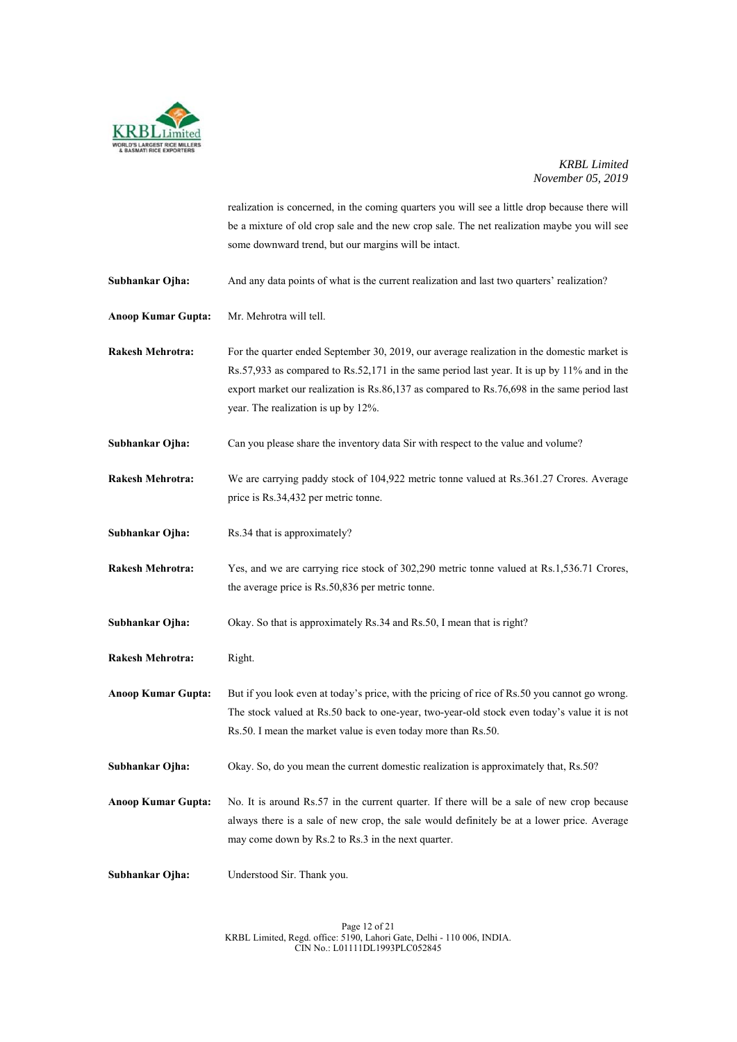realization is concerned, in the coming quarters you will see a little drop because there will be a mixture of old crop sale and the new crop sale. The net realization maybe you will see some downward trend, but our margins will be intact.

**Subhankar Ojha:** And any data points of what is the current realization and last two quarters' realization?

**Anoop Kumar Gupta:** Mr. Mehrotra will tell.

**Rakesh Mehrotra:** For the quarter ended September 30, 2019, our average realization in the domestic market is Rs.57,933 as compared to Rs.52,171 in the same period last year. It is up by 11% and in the export market our realization is Rs.86,137 as compared to Rs.76,698 in the same period last year. The realization is up by 12%.

**Subhankar Ojha:** Can you please share the inventory data Sir with respect to the value and volume?

**Rakesh Mehrotra:** We are carrying paddy stock of 104,922 metric tonne valued at Rs.361.27 Crores. Average price is Rs.34,432 per metric tonne.

**Subhankar Ojha:** Rs.34 that is approximately?

**Rakesh Mehrotra:** Yes, and we are carrying rice stock of 302,290 metric tonne valued at Rs.1,536.71 Crores, the average price is Rs.50,836 per metric tonne.

**Subhankar Ojha:** Okay. So that is approximately Rs.34 and Rs.50, I mean that is right?

**Rakesh Mehrotra:** Right.

**Anoop Kumar Gupta:** But if you look even at today's price, with the pricing of rice of Rs.50 you cannot go wrong. The stock valued at Rs.50 back to one-year, two-year-old stock even today's value it is not Rs.50. I mean the market value is even today more than Rs.50.

**Subhankar Ojha:** Okay. So, do you mean the current domestic realization is approximately that, Rs.50?

**Anoop Kumar Gupta:** No. It is around Rs.57 in the current quarter. If there will be a sale of new crop because always there is a sale of new crop, the sale would definitely be at a lower price. Average may come down by Rs.2 to Rs.3 in the next quarter.

**Subhankar Ojha:** Understood Sir. Thank you.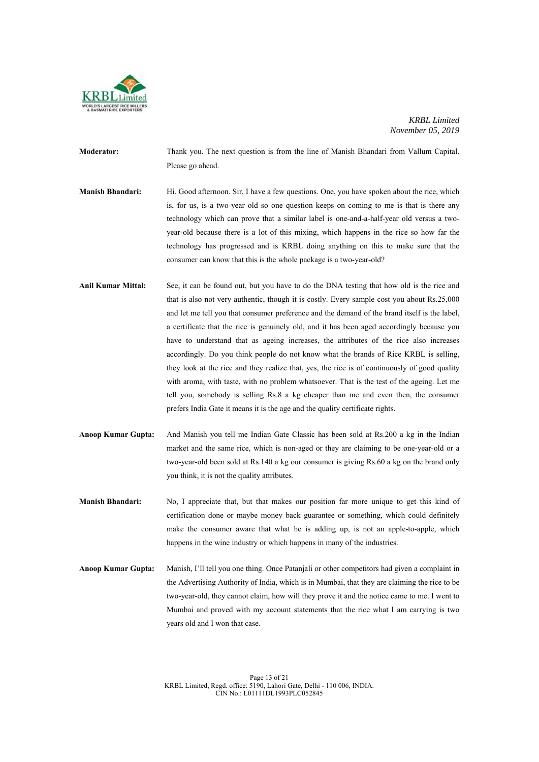**Moderator:** Thank you. The next question is from the line of Manish Bhandari from Vallum Capital. Please go ahead.

**Manish Bhandari:** Hi. Good afternoon. Sir, I have a few questions. One, you have spoken about the rice, which is, for us, is a two-year old so one question keeps on coming to me is that is there any technology which can prove that a similar label is one-and-a-half-year old versus a two-year-old because there is a lot of this mixing, which happens in the rice so how far the technology has progressed and is KRBL doing anything on this to make sure that the consumer can know that this is the whole package is a two-year-old?

**Anil Kumar Mittal:** See, it can be found out, but you have to do the DNA testing that how old is the rice and that is also not very authentic, though it is costly. Every sample cost you about Rs.25,000 and let me tell you that consumer preference and the demand of the brand itself is the label, a certificate that the rice is genuinely old, and it has been aged accordingly because you have to understand that as ageing increases, the attributes of the rice also increases accordingly. Do you think people do not know what the brands of Rice KRBL is selling, they look at the rice and they realize that, yes, the rice is of continuously of good quality with aroma, with taste, with no problem whatsoever. That is the test of the ageing. Let me tell you, somebody is selling Rs.8 a kg cheaper than me and even then, the consumer prefers India Gate it means it is the age and the quality certificate rights.

**Anoop Kumar Gupta:** And Manish you tell me Indian Gate Classic has been sold at Rs.200 a kg in the Indian market and the same rice, which is non-aged or they are claiming to be one-year-old or a two-year-old been sold at Rs.140 a kg our consumer is giving Rs.60 a kg on the brand only you think, it is not the quality attributes.

**Manish Bhandari:** No, I appreciate that, but that makes our position far more unique to get this kind of certification done or maybe money back guarantee or something, which could definitely make the consumer aware that what he is adding up, is not an apple-to-apple, which happens in the wine industry or which happens in many of the industries.

**Anoop Kumar Gupta:** Manish, I'll tell you one thing. Once Patanjali or other competitors had given a complaint in the Advertising Authority of India, which is in Mumbai, that they are claiming the rice to be two-year-old, they cannot claim, how will they prove it and the notice came to me. I went to Mumbai and proved with my account statements that the rice what I am carrying is two years old and I won that case.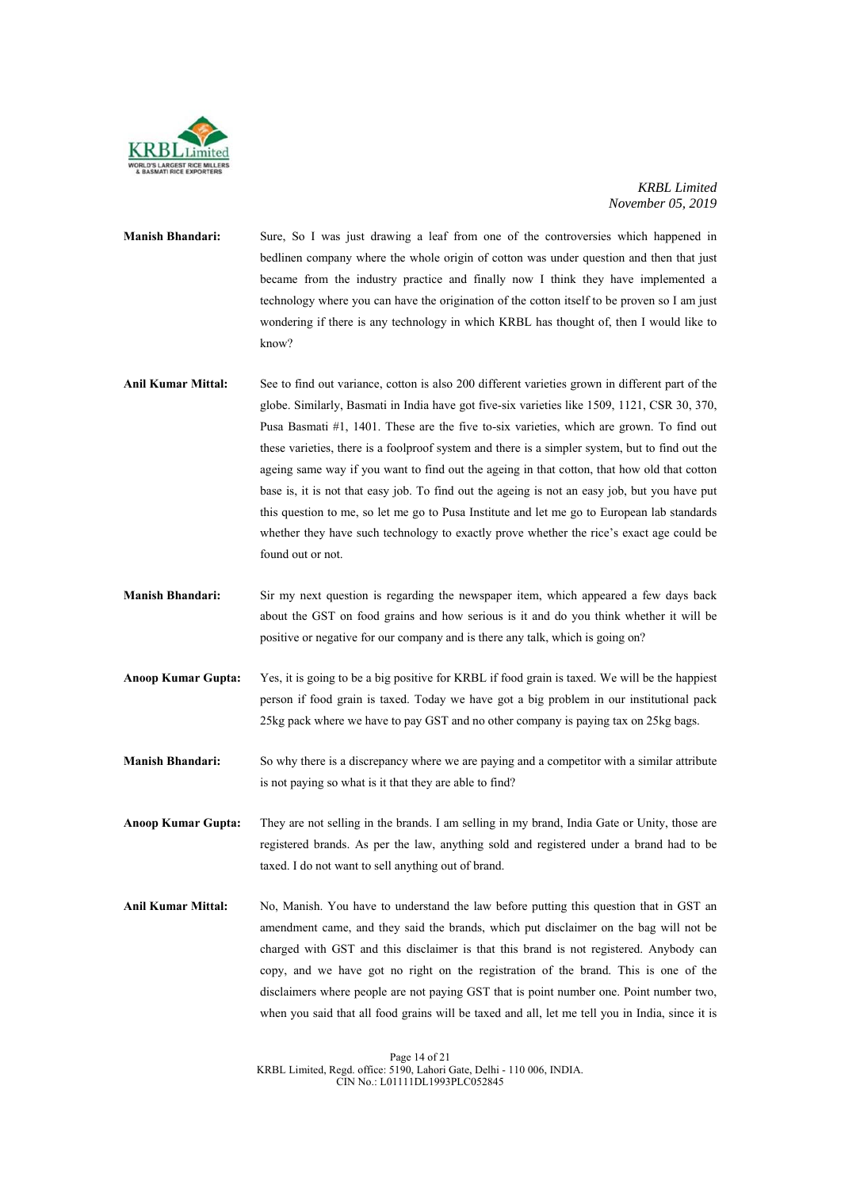**Manish Bhandari:** Sure, So I was just drawing a leaf from one of the controversies which happened in bedlinen company where the whole origin of cotton was under question and then that just became from the industry practice and finally now I think they have implemented a technology where you can have the origination of the cotton itself to be proven so I am just wondering if there is any technology in which KRBL has thought of, then I would like to know?

**Anil Kumar Mittal:** See to find out variance, cotton is also 200 different varieties grown in different part of the globe. Similarly, Basmati in India have got five-six varieties like 1509, 1121, CSR 30, 370, Pusa Basmati #1, 1401. These are the five to-six varieties, which are grown. To find out these varieties, there is a foolproof system and there is a simpler system, but to find out the ageing same way if you want to find out the ageing in that cotton, that how old that cotton base is, it is not that easy job. To find out the ageing is not an easy job, but you have put this question to me, so let me go to Pusa Institute and let me go to European lab standards whether they have such technology to exactly prove whether the rice's exact age could be found out or not.

**Manish Bhandari:** Sir my next question is regarding the newspaper item, which appeared a few days back about the GST on food grains and how serious is it and do you think whether it will be positive or negative for our company and is there any talk, which is going on?

**Anoop Kumar Gupta:** Yes, it is going to be a big positive for KRBL if food grain is taxed. We will be the happiest person if food grain is taxed. Today we have got a big problem in our institutional pack 25kg pack where we have to pay GST and no other company is paying tax on 25kg bags.

**Manish Bhandari:** So why there is a discrepancy where we are paying and a competitor with a similar attribute is not paying so what is it that they are able to find?

**Anoop Kumar Gupta:** They are not selling in the brands. I am selling in my brand, India Gate or Unity, those are registered brands. As per the law, anything sold and registered under a brand had to be taxed. I do not want to sell anything out of brand.

**Anil Kumar Mittal:** No, Manish. You have to understand the law before putting this question that in GST an amendment came, and they said the brands, which put disclaimer on the bag will not be charged with GST and this disclaimer is that this brand is not registered. Anybody can copy, and we have got no right on the registration of the brand. This is one of the disclaimers where people are not paying GST that is point number one. Point number two, when you said that all food grains will be taxed and all, let me tell you in India, since it is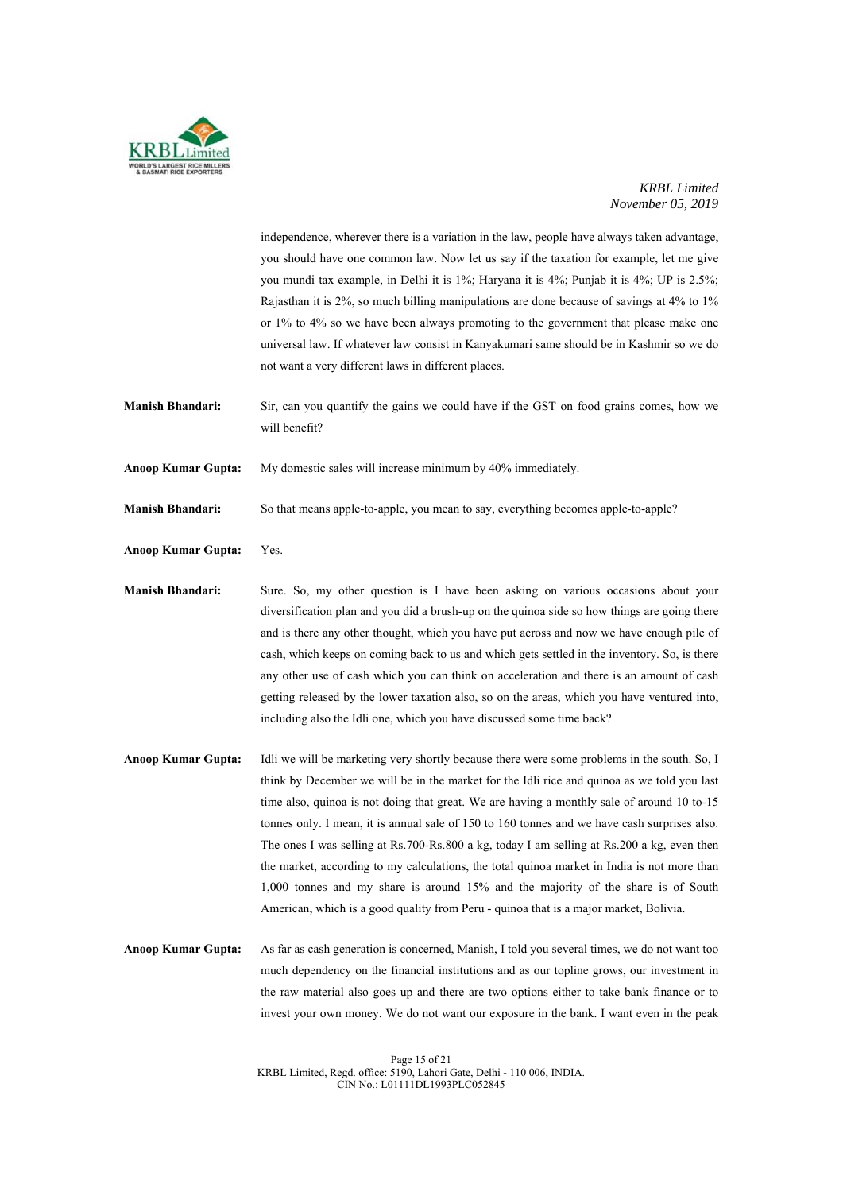independence, wherever there is a variation in the law, people have always taken advantage, you should have one common law. Now let us say if the taxation for example, let me give you mundi tax example, in Delhi it is 1%; Haryana it is 4%; Punjab it is 4%; UP is 2.5%; Rajasthan it is 2%, so much billing manipulations are done because of savings at 4% to 1% or 1% to 4% so we have been always promoting to the government that please make one universal law. If whatever law consist in Kanyakumari same should be in Kashmir so we do not want a very different laws in different places.

**Manish Bhandari:** Sir, can you quantify the gains we could have if the GST on food grains comes, how we will benefit?

**Anoop Kumar Gupta:** My domestic sales will increase minimum by 40% immediately.

**Manish Bhandari:** So that means apple-to-apple, you mean to say, everything becomes apple-to-apple?

**Anoop Kumar Gupta:** Yes.

**Manish Bhandari:** Sure. So, my other question is I have been asking on various occasions about your diversification plan and you did a brush-up on the quinoa side so how things are going there and is there any other thought, which you have put across and now we have enough pile of cash, which keeps on coming back to us and which gets settled in the inventory. So, is there any other use of cash which you can think on acceleration and there is an amount of cash getting released by the lower taxation also, so on the areas, which you have ventured into, including also the Idli one, which you have discussed some time back?

**Anoop Kumar Gupta:** Idli we will be marketing very shortly because there were some problems in the south. So, I think by December we will be in the market for the Idli rice and quinoa as we told you last time also, quinoa is not doing that great. We are having a monthly sale of around 10 to-15 tonnes only. I mean, it is annual sale of 150 to 160 tonnes and we have cash surprises also. The ones I was selling at Rs.700-Rs.800 a kg, today I am selling at Rs.200 a kg, even then the market, according to my calculations, the total quinoa market in India is not more than 1,000 tonnes and my share is around 15% and the majority of the share is of South American, which is a good quality from Peru - quinoa that is a major market, Bolivia.

**Anoop Kumar Gupta:** As far as cash generation is concerned, Manish, I told you several times, we do not want too much dependency on the financial institutions and as our topline grows, our investment in the raw material also goes up and there are two options either to take bank finance or to invest your own money. We do not want our exposure in the bank. I want even in the peak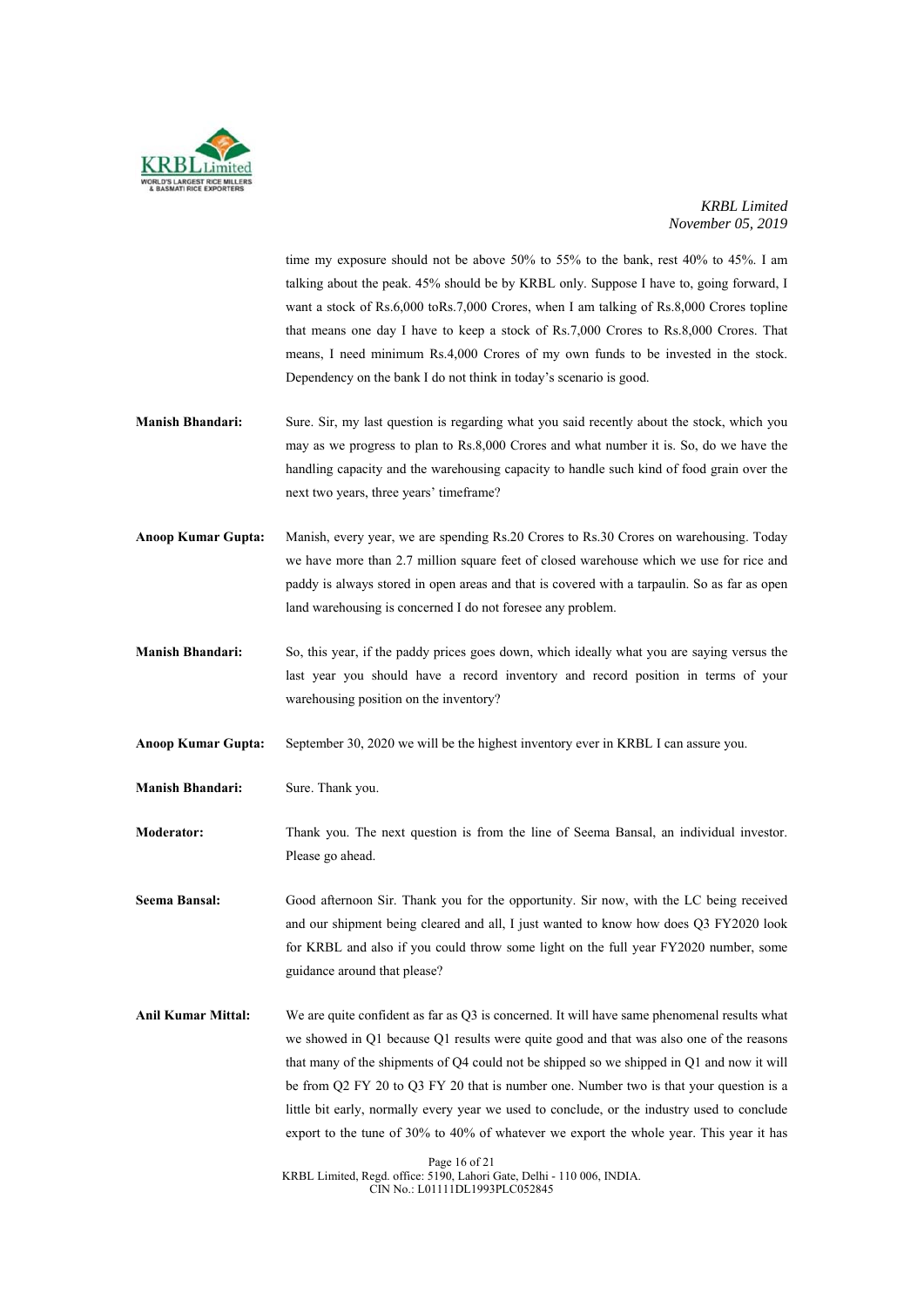time my exposure should not be above 50% to 55% to the bank, rest 40% to 45%. I am talking about the peak. 45% should be by KRBL only. Suppose I have to, going forward, I want a stock of Rs.6,000 toRs.7,000 Crores, when I am talking of Rs.8,000 Crores topline that means one day I have to keep a stock of Rs.7,000 Crores to Rs.8,000 Crores. That means, I need minimum Rs.4,000 Crores of my own funds to be invested in the stock. Dependency on the bank I do not think in today's scenario is good.

**Manish Bhandari:** Sure. Sir, my last question is regarding what you said recently about the stock, which you may as we progress to plan to Rs.8,000 Crores and what number it is. So, do we have the handling capacity and the warehousing capacity to handle such kind of food grain over the next two years, three years' timeframe?

**Anoop Kumar Gupta:** Manish, every year, we are spending Rs.20 Crores to Rs.30 Crores on warehousing. Today we have more than 2.7 million square feet of closed warehouse which we use for rice and paddy is always stored in open areas and that is covered with a tarpaulin. So as far as open land warehousing is concerned I do not foresee any problem.

**Manish Bhandari:** So, this year, if the paddy prices goes down, which ideally what you are saying versus the last year you should have a record inventory and record position in terms of your warehousing position on the inventory?

**Anoop Kumar Gupta:** September 30, 2020 we will be the highest inventory ever in KRBL I can assure you.

**Manish Bhandari:** Sure. Thank you.

**Moderator:** Thank you. The next question is from the line of Seema Bansal, an individual investor. Please go ahead.

**Seema Bansal:** Good afternoon Sir. Thank you for the opportunity. Sir now, with the LC being received and our shipment being cleared and all, I just wanted to know how does Q3 FY2020 look for KRBL and also if you could throw some light on the full year FY2020 number, some guidance around that please?

**Anil Kumar Mittal:** We are quite confident as far as Q3 is concerned. It will have same phenomenal results what we showed in Q1 because Q1 results were quite good and that was also one of the reasons that many of the shipments of Q4 could not be shipped so we shipped in Q1 and now it will be from Q2 FY 20 to Q3 FY 20 that is number one. Number two is that your question is a little bit early, normally every year we used to conclude, or the industry used to conclude export to the tune of 30% to 40% of whatever we export the whole year. This year it has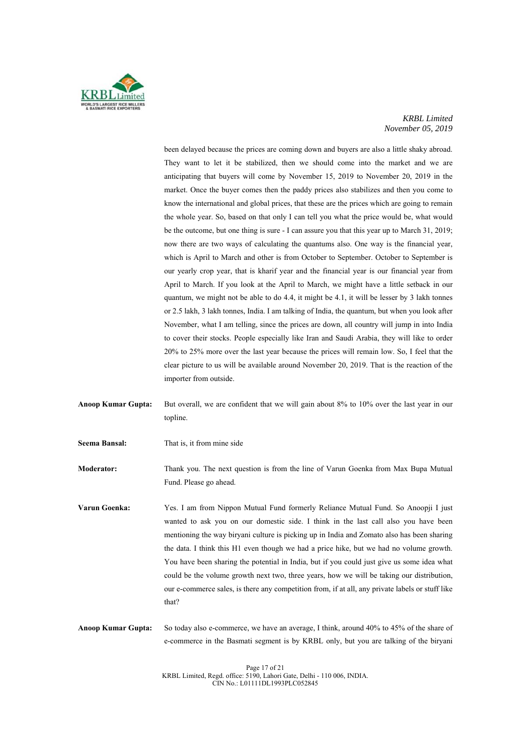been delayed because the prices are coming down and buyers are also a little shaky abroad. They want to let it be stabilized, then we should come into the market and we are anticipating that buyers will come by November 15, 2019 to November 20, 2019 in the market. Once the buyer comes then the paddy prices also stabilizes and then you come to know the international and global prices, that these are the prices which are going to remain the whole year. So, based on that only I can tell you what the price would be, what would be the outcome, but one thing is sure - I can assure you that this year up to March 31, 2019; now there are two ways of calculating the quantums also. One way is the financial year, which is April to March and other is from October to September. October to September is our yearly crop year, that is kharif year and the financial year is our financial year from April to March. If you look at the April to March, we might have a little setback in our quantum, we might not be able to do 4.4, it might be 4.1, it will be lesser by 3 lakh tonnes or 2.5 lakh, 3 lakh tonnes, India. I am talking of India, the quantum, but when you look after November, what I am telling, since the prices are down, all country will jump in into India to cover their stocks. People especially like Iran and Saudi Arabia, they will like to order 20% to 25% more over the last year because the prices will remain low. So, I feel that the clear picture to us will be available around November 20, 2019. That is the reaction of the importer from outside.

**Anoop Kumar Gupta:** But overall, we are confident that we will gain about 8% to 10% over the last year in our topline.

**Seema Bansal:** That is, it from mine side

**Moderator:** Thank you. The next question is from the line of Varun Goenka from Max Bupa Mutual Fund. Please go ahead.

**Varun Goenka:** Yes. I am from Nippon Mutual Fund formerly Reliance Mutual Fund. So Anoopji I just wanted to ask you on our domestic side. I think in the last call also you have been mentioning the way biryani culture is picking up in India and Zomato also has been sharing the data. I think this H1 even though we had a price hike, but we had no volume growth. You have been sharing the potential in India, but if you could just give us some idea what could be the volume growth next two, three years, how we will be taking our distribution, our e-commerce sales, is there any competition from, if at all, any private labels or stuff like that?

**Anoop Kumar Gupta:** So today also e-commerce, we have an average, I think, around 40% to 45% of the share of e-commerce in the Basmati segment is by KRBL only, but you are talking of the biryani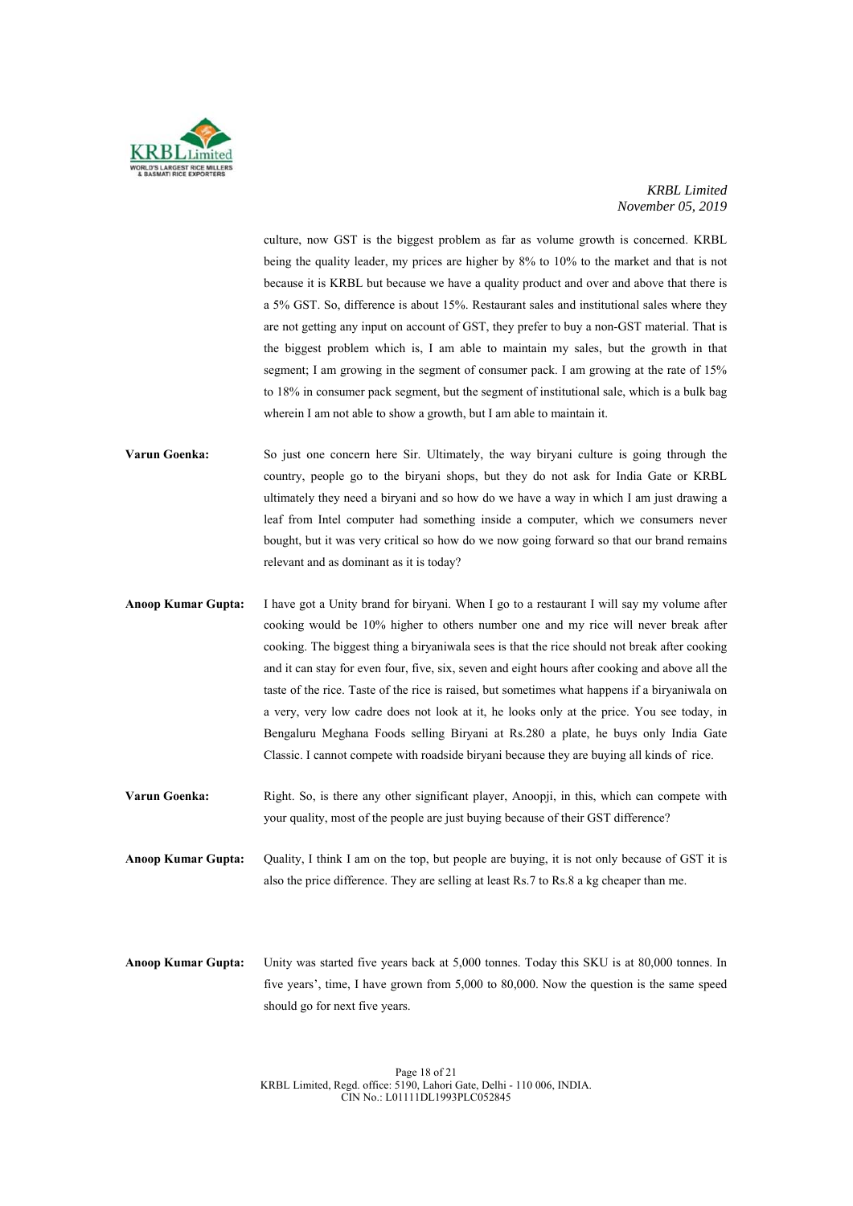culture, now GST is the biggest problem as far as volume growth is concerned. KRBL being the quality leader, my prices are higher by 8% to 10% to the market and that is not because it is KRBL but because we have a quality product and over and above that there is a 5% GST. So, difference is about 15%. Restaurant sales and institutional sales where they are not getting any input on account of GST, they prefer to buy a non-GST material. That is the biggest problem which is, I am able to maintain my sales, but the growth in that segment; I am growing in the segment of consumer pack. I am growing at the rate of 15% to 18% in consumer pack segment, but the segment of institutional sale, which is a bulk bag wherein I am not able to show a growth, but I am able to maintain it.

**Varun Goenka:** So just one concern here Sir. Ultimately, the way biryani culture is going through the country, people go to the biryani shops, but they do not ask for India Gate or KRBL ultimately they need a biryani and so how do we have a way in which I am just drawing a leaf from Intel computer had something inside a computer, which we consumers never bought, but it was very critical so how do we now going forward so that our brand remains relevant and as dominant as it is today?

**Anoop Kumar Gupta:** I have got a Unity brand for biryani. When I go to a restaurant I will say my volume after cooking would be 10% higher to others number one and my rice will never break after cooking. The biggest thing a biryaniwala sees is that the rice should not break after cooking and it can stay for even four, five, six, seven and eight hours after cooking and above all the taste of the rice. Taste of the rice is raised, but sometimes what happens if a biryaniwala on a very, very low cadre does not look at it, he looks only at the price. You see today, in Bengaluru Meghana Foods selling Biryani at Rs.280 a plate, he buys only India Gate Classic. I cannot compete with roadside biryani because they are buying all kinds of rice.

**Varun Goenka:** Right. So, is there any other significant player, Anoopji, in this, which can compete with your quality, most of the people are just buying because of their GST difference?

**Anoop Kumar Gupta:** Quality, I think I am on the top, but people are buying, it is not only because of GST it is also the price difference. They are selling at least Rs.7 to Rs.8 a kg cheaper than me.

**Anoop Kumar Gupta:** Unity was started five years back at 5,000 tonnes. Today this SKU is at 80,000 tonnes. In five years', time, I have grown from 5,000 to 80,000. Now the question is the same speed should go for next five years.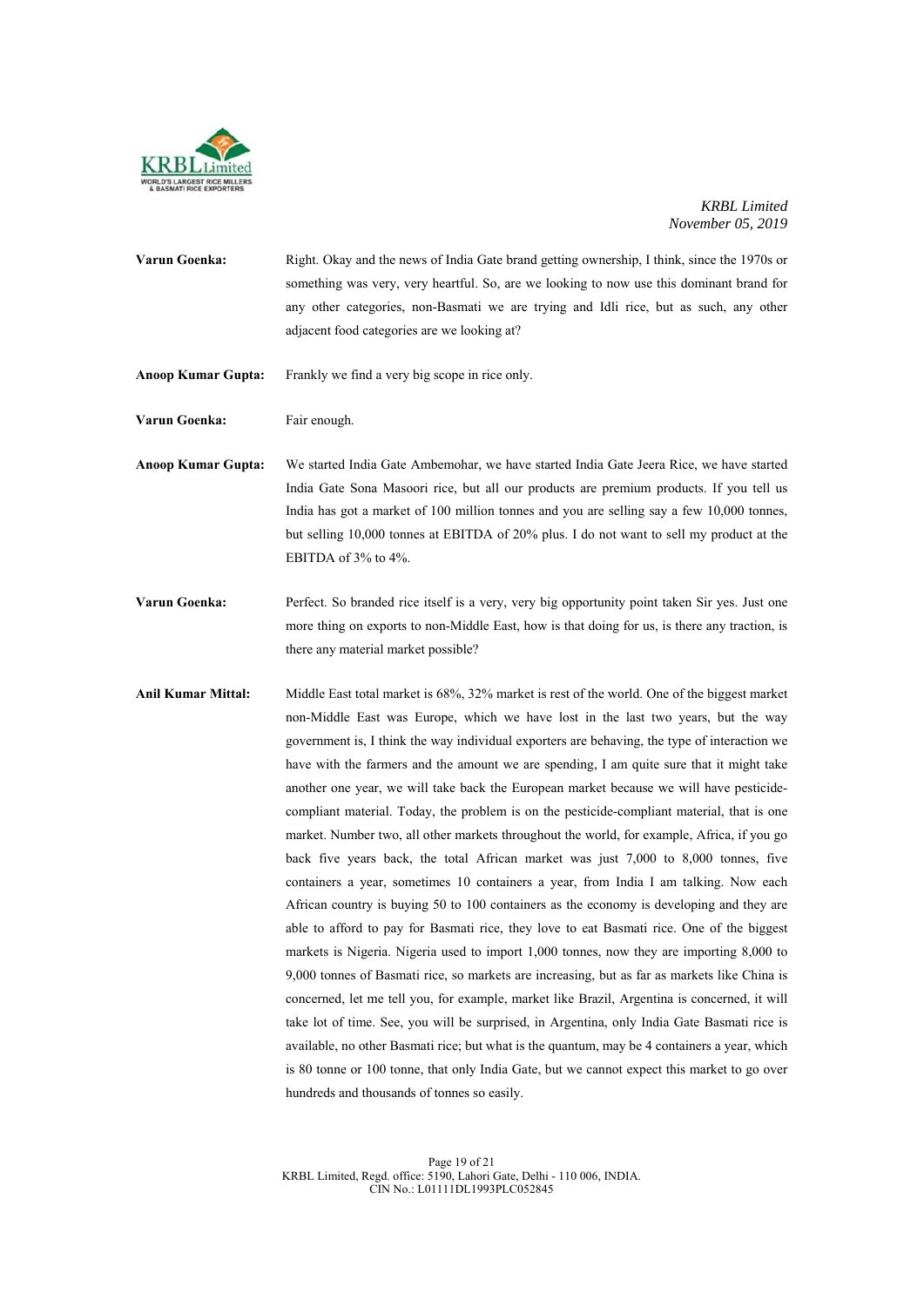**Varun Goenka:** Right. Okay and the news of India Gate brand getting ownership, I think, since the 1970s or something was very, very heartful. So, are we looking to now use this dominant brand for any other categories, non-Basmati we are trying and Idli rice, but as such, any other adjacent food categories are we looking at?

**Anoop Kumar Gupta:** Frankly we find a very big scope in rice only.

**Varun Goenka:** Fair enough.

**Anoop Kumar Gupta:** We started India Gate Ambemohar, we have started India Gate Jeera Rice, we have started India Gate Sona Masoori rice, but all our products are premium products. If you tell us India has got a market of 100 million tonnes and you are selling say a few 10,000 tonnes, but selling 10,000 tonnes at EBITDA of 20% plus. I do not want to sell my product at the EBITDA of 3% to 4%.

**Varun Goenka:** Perfect. So branded rice itself is a very, very big opportunity point taken Sir yes. Just one more thing on exports to non-Middle East, how is that doing for us, is there any traction, is there any material market possible?

**Anil Kumar Mittal:** Middle East total market is 68%, 32% market is rest of the world. One of the biggest market non-Middle East was Europe, which we have lost in the last two years, but the way government is, I think the way individual exporters are behaving, the type of interaction we have with the farmers and the amount we are spending, I am quite sure that it might take another one year, we will take back the European market because we will have pesticide-compliant material. Today, the problem is on the pesticide-compliant material, that is one market. Number two, all other markets throughout the world, for example, Africa, if you go back five years back, the total African market was just 7,000 to 8,000 tonnes, five containers a year, sometimes 10 containers a year, from India I am talking. Now each African country is buying 50 to 100 containers as the economy is developing and they are able to afford to pay for Basmati rice, they love to eat Basmati rice. One of the biggest markets is Nigeria. Nigeria used to import 1,000 tonnes, now they are importing 8,000 to 9,000 tonnes of Basmati rice, so markets are increasing, but as far as markets like China is concerned, let me tell you, for example, market like Brazil, Argentina is concerned, it will take lot of time. See, you will be surprised, in Argentina, only India Gate Basmati rice is available, no other Basmati rice; but what is the quantum, may be 4 containers a year, which is 80 tonne or 100 tonne, that only India Gate, but we cannot expect this market to go over hundreds and thousands of tonnes so easily.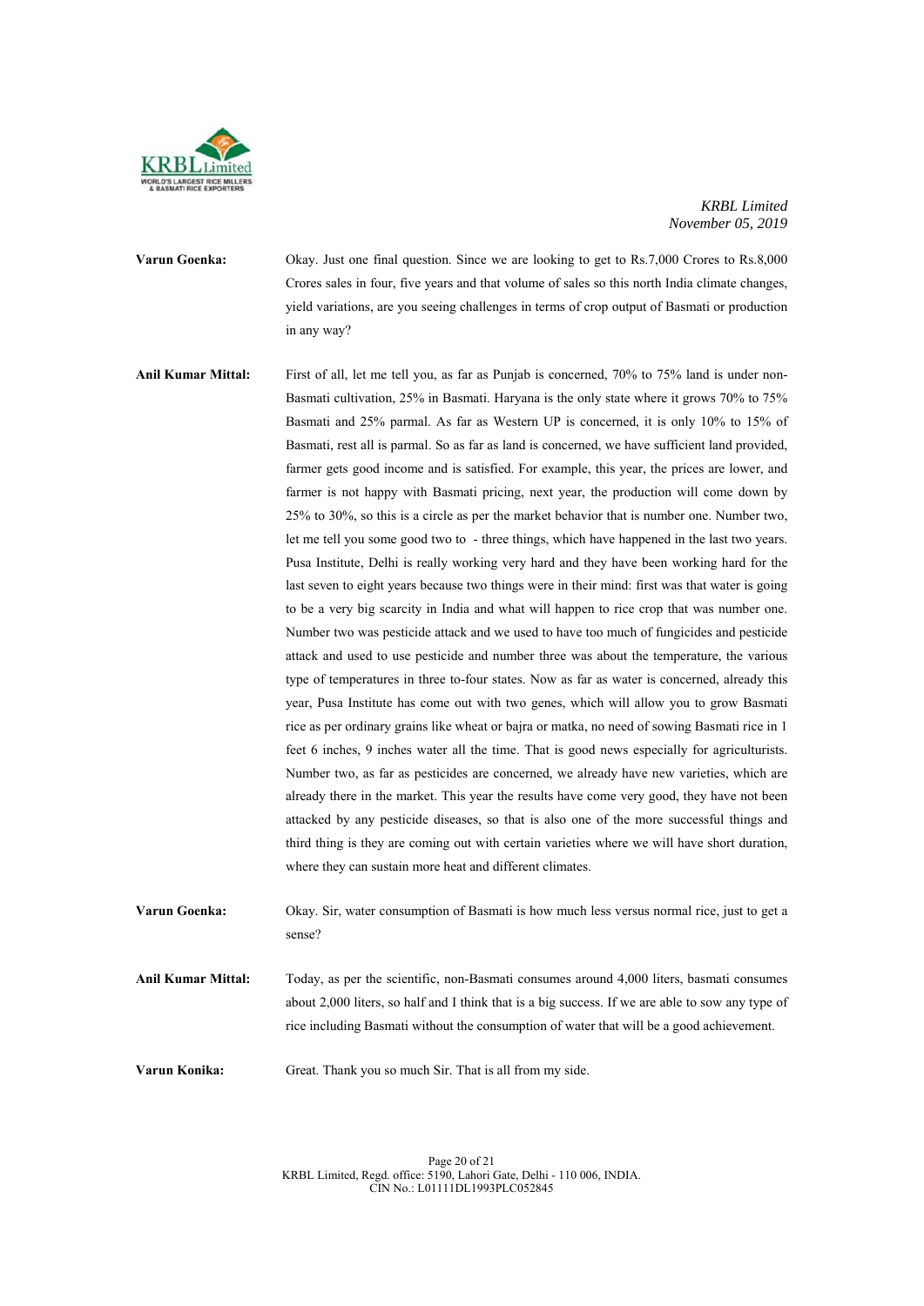**Varun Goenka:** Okay. Just one final question. Since we are looking to get to Rs.7,000 Crores to Rs.8,000 Crores sales in four, five years and that volume of sales so this north India climate changes, yield variations, are you seeing challenges in terms of crop output of Basmati or production in any way?

**Anil Kumar Mittal:** First of all, let me tell you, as far as Punjab is concerned, 70% to 75% land is under non-Basmati cultivation, 25% in Basmati. Haryana is the only state where it grows 70% to 75% Basmati and 25% parmal. As far as Western UP is concerned, it is only 10% to 15% of Basmati, rest all is parmal. So as far as land is concerned, we have sufficient land provided, farmer gets good income and is satisfied. For example, this year, the prices are lower, and farmer is not happy with Basmati pricing, next year, the production will come down by 25% to 30%, so this is a circle as per the market behavior that is number one. Number two, let me tell you some good two to - three things, which have happened in the last two years. Pusa Institute, Delhi is really working very hard and they have been working hard for the last seven to eight years because two things were in their mind: first was that water is going to be a very big scarcity in India and what will happen to rice crop that was number one. Number two was pesticide attack and we used to have too much of fungicides and pesticide attack and used to use pesticide and number three was about the temperature, the various type of temperatures in three to-four states. Now as far as water is concerned, already this year, Pusa Institute has come out with two genes, which will allow you to grow Basmati rice as per ordinary grains like wheat or bajra or matka, no need of sowing Basmati rice in 1 feet 6 inches, 9 inches water all the time. That is good news especially for agriculturists. Number two, as far as pesticides are concerned, we already have new varieties, which are already there in the market. This year the results have come very good, they have not been attacked by any pesticide diseases, so that is also one of the more successful things and third thing is they are coming out with certain varieties where we will have short duration, where they can sustain more heat and different climates.

**Varun Goenka:** Okay. Sir, water consumption of Basmati is how much less versus normal rice, just to get a sense?

**Anil Kumar Mittal:** Today, as per the scientific, non-Basmati consumes around 4,000 liters, basmati consumes about 2,000 liters, so half and I think that is a big success. If we are able to sow any type of rice including Basmati without the consumption of water that will be a good achievement.

**Varun Konika:** Great. Thank you so much Sir. That is all from my side.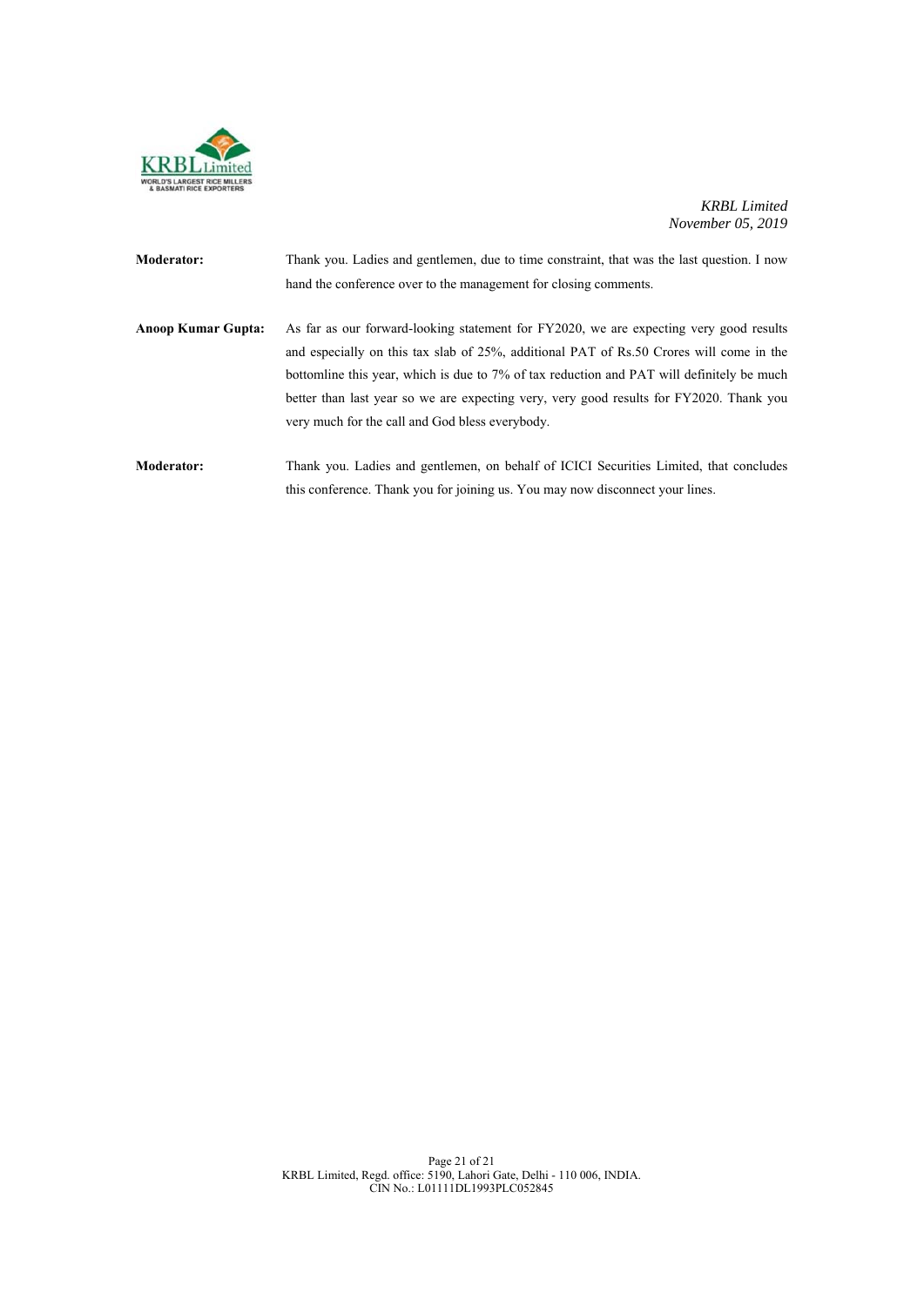**Moderator:** Thank you. Ladies and gentlemen, due to time constraint, that was the last question. I now hand the conference over to the management for closing comments.

**Anoop Kumar Gupta:** As far as our forward-looking statement for FY2020, we are expecting very good results and especially on this tax slab of 25%, additional PAT of Rs.50 Crores will come in the bottomline this year, which is due to 7% of tax reduction and PAT will definitely be much better than last year so we are expecting very, very good results for FY2020. Thank you very much for the call and God bless everybody.

**Moderator:** Thank you. Ladies and gentlemen, on behalf of ICICI Securities Limited, that concludes this conference. Thank you for joining us. You may now disconnect your lines.